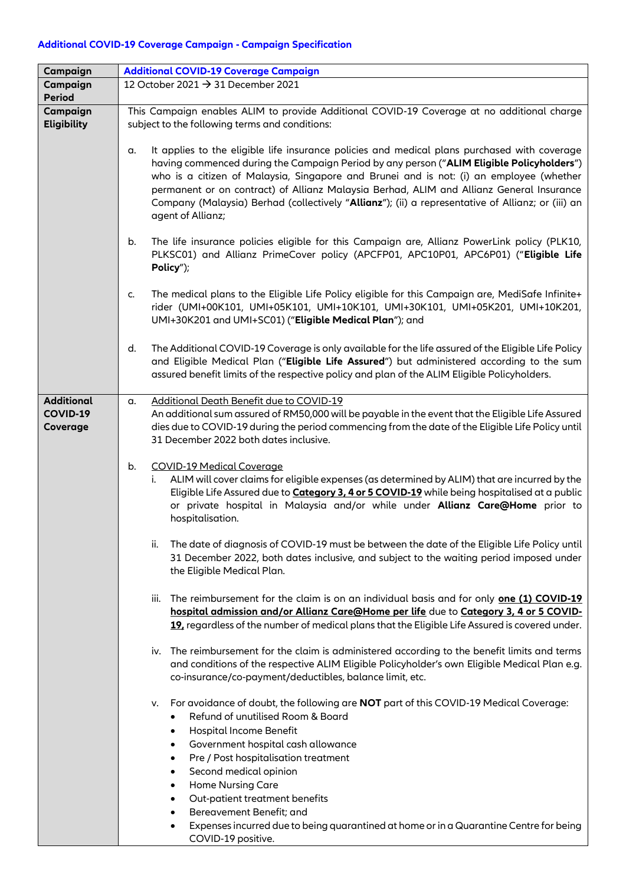## Additional COVID-19 Coverage Campaign - Campaign Specification

| Campaign | Additional COVID-19 Coverage Campaign |
|---|---|
| Campaign Period | 12 October 2021 → 31 December 2021 |
| Campaign Eligibility | This Campaign enables ALIM to provide Additional COVID-19 Coverage at no additional charge subject to the following terms and conditions:<br><br>a. It applies to the eligible life insurance policies and medical plans purchased with coverage having commenced during the Campaign Period by any person ("**ALIM Eligible Policyholders**") who is a citizen of Malaysia, Singapore and Brunei and is not: (i) an employee (whether permanent or on contract) of Allianz Malaysia Berhad, ALIM and Allianz General Insurance Company (Malaysia) Berhad (collectively "**Allianz**"); (ii) a representative of Allianz; or (iii) an agent of Allianz;<br><br>b. The life insurance policies eligible for this Campaign are, Allianz PowerLink policy (PLK10, PLKSC01) and Allianz PrimeCover policy (APCFP01, APC10P01, APC6P01) ("**Eligible Life Policy**");<br><br>c. The medical plans to the Eligible Life Policy eligible for this Campaign are, MediSafe Infinite+ rider (UMI+00K101, UMI+05K101, UMI+10K101, UMI+30K101, UMI+05K201, UMI+10K201, UMI+30K201 and UMI+SC01) ("**Eligible Medical Plan**"); and<br><br>d. The Additional COVID-19 Coverage is only available for the life assured of the Eligible Life Policy and Eligible Medical Plan ("**Eligible Life Assured**") but administered according to the sum assured benefit limits of the respective policy and plan of the ALIM Eligible Policyholders. |
| Additional COVID-19 Coverage | a. <u>Additional Death Benefit due to COVID-19</u><br>An additional sum assured of RM50,000 will be payable in the event that the Eligible Life Assured dies due to COVID-19 during the period commencing from the date of the Eligible Life Policy until 31 December 2022 both dates inclusive.<br><br>b. <u>COVID-19 Medical Coverage</u><br>i. ALIM will cover claims for eligible expenses (as determined by ALIM) that are incurred by the Eligible Life Assured due to **<u>Category 3, 4 or 5 COVID-19</u>** while being hospitalised at a public or private hospital in Malaysia and/or while under **Allianz Care@Home** prior to hospitalisation.<br><br>ii. The date of diagnosis of COVID-19 must be between the date of the Eligible Life Policy until 31 December 2022, both dates inclusive, and subject to the waiting period imposed under the Eligible Medical Plan.<br><br>iii. The reimbursement for the claim is on an individual basis and for only **<u>one (1) COVID-19 hospital admission and/or Allianz Care@Home per life</u>** due to **<u>Category 3, 4 or 5 COVID-19,</u>** regardless of the number of medical plans that the Eligible Life Assured is covered under.<br><br>iv. The reimbursement for the claim is administered according to the benefit limits and terms and conditions of the respective ALIM Eligible Policyholder's own Eligible Medical Plan e.g. co-insurance/co-payment/deductibles, balance limit, etc.<br><br>v. For avoidance of doubt, the following are **NOT** part of this COVID-19 Medical Coverage:<br>• Refund of unutilised Room & Board<br>• Hospital Income Benefit<br>• Government hospital cash allowance<br>• Pre / Post hospitalisation treatment<br>• Second medical opinion<br>• Home Nursing Care<br>• Out-patient treatment benefits<br>• Bereavement Benefit; and<br>• Expenses incurred due to being quarantined at home or in a Quarantine Centre for being COVID-19 positive. |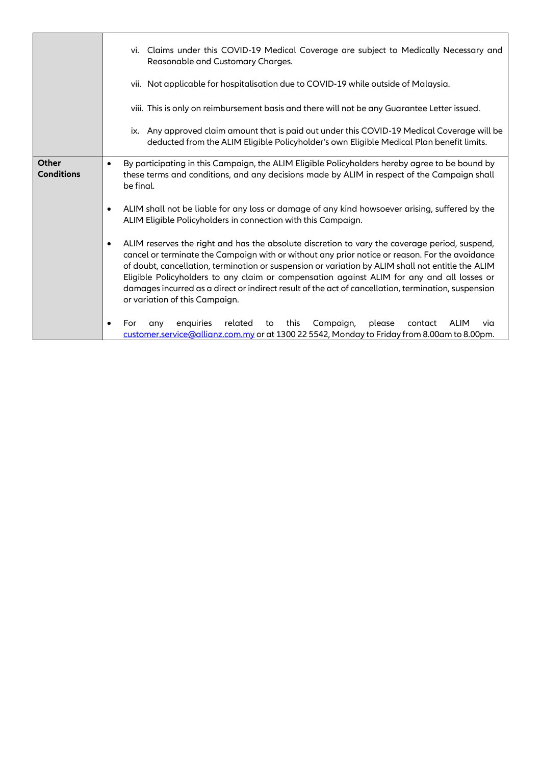| | |
|---|---|
| | vi. Claims under this COVID-19 Medical Coverage are subject to Medically Necessary and Reasonable and Customary Charges.<br><br>vii. Not applicable for hospitalisation due to COVID-19 while outside of Malaysia.<br><br>viii. This is only on reimbursement basis and there will not be any Guarantee Letter issued.<br><br>ix. Any approved claim amount that is paid out under this COVID-19 Medical Coverage will be deducted from the ALIM Eligible Policyholder's own Eligible Medical Plan benefit limits. |
| **Other Conditions** | • By participating in this Campaign, the ALIM Eligible Policyholders hereby agree to be bound by these terms and conditions, and any decisions made by ALIM in respect of the Campaign shall be final.<br><br>• ALIM shall not be liable for any loss or damage of any kind howsoever arising, suffered by the ALIM Eligible Policyholders in connection with this Campaign.<br><br>• ALIM reserves the right and has the absolute discretion to vary the coverage period, suspend, cancel or terminate the Campaign with or without any prior notice or reason. For the avoidance of doubt, cancellation, termination or suspension or variation by ALIM shall not entitle the ALIM Eligible Policyholders to any claim or compensation against ALIM for any and all losses or damages incurred as a direct or indirect result of the act of cancellation, termination, suspension or variation of this Campaign.<br><br>• For any enquiries related to this Campaign, please contact ALIM via customer.service@allianz.com.my or at 1300 22 5542, Monday to Friday from 8.00am to 8.00pm. |